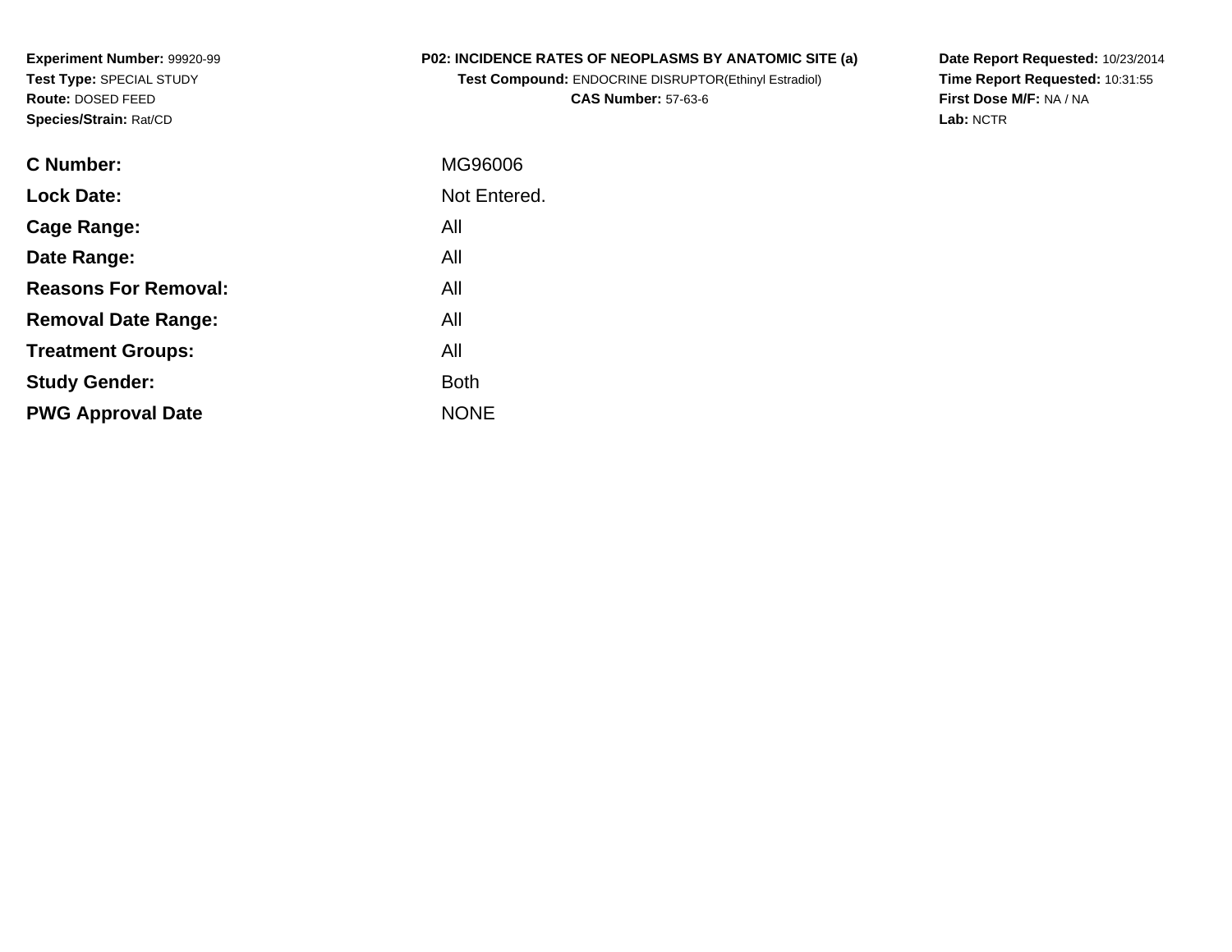**Experiment Number:** 99920-99
**Test Type:** SPECIAL STUDY
**Route:** DOSED FEED
**Species/Strain:** Rat/CD

**P02: INCIDENCE RATES OF NEOPLASMS BY ANATOMIC SITE (a)**
**Test Compound:** ENDOCRINE DISRUPTOR(Ethinyl Estradiol)
**CAS Number:** 57-63-6

**Date Report Requested:** 10/23/2014
**Time Report Requested:** 10:31:55
**First Dose M/F:** NA / NA
**Lab:** NCTR

| | |
|---|---|
| **C Number:** | MG96006 |
| **Lock Date:** | Not Entered. |
| **Cage Range:** | All |
| **Date Range:** | All |
| **Reasons For Removal:** | All |
| **Removal Date Range:** | All |
| **Treatment Groups:** | All |
| **Study Gender:** | Both |
| **PWG Approval Date** | NONE |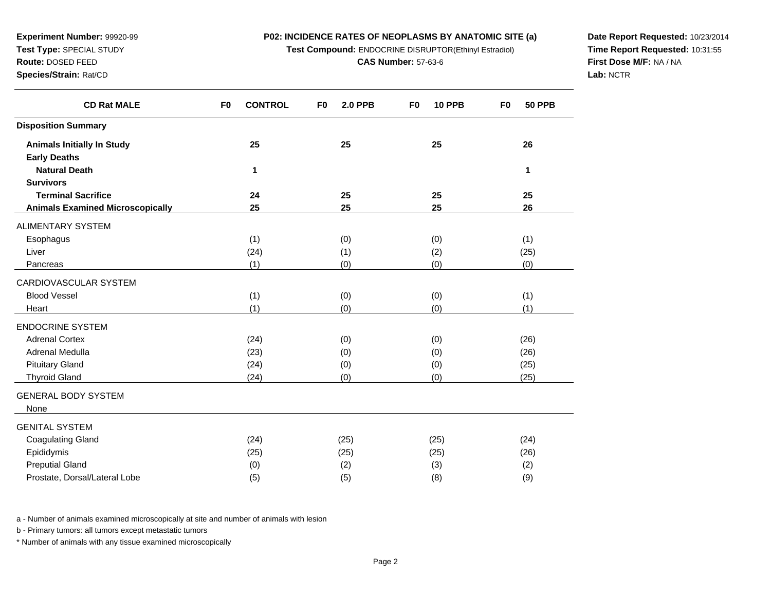**Experiment Number:** 99920-99
**Test Type:** SPECIAL STUDY
**Route:** DOSED FEED
**Species/Strain:** Rat/CD

## P02: INCIDENCE RATES OF NEOPLASMS BY ANATOMIC SITE (a)

**Test Compound:** ENDOCRINE DISRUPTOR(Ethinyl Estradiol)
**CAS Number:** 57-63-6

**Date Report Requested:** 10/23/2014
**Time Report Requested:** 10:31:55
**First Dose M/F:** NA / NA
**Lab:** NCTR

| CD Rat MALE | F0 CONTROL | F0 2.0 PPB | F0 10 PPB | F0 50 PPB |
|---|---|---|---|---|
| **Disposition Summary** | | | | |
| **Animals Initially In Study** | **25** | **25** | **25** | **26** |
| **Early Deaths** | | | | |
| **Natural Death** | **1** | | | **1** |
| **Survivors** | | | | |
| **Terminal Sacrifice** | **24** | **25** | **25** | **25** |
| **Animals Examined Microscopically** | **25** | **25** | **25** | **26** |
| ALIMENTARY SYSTEM | | | | |
| Esophagus | (1) | (0) | (0) | (1) |
| Liver | (24) | (1) | (2) | (25) |
| Pancreas | (1) | (0) | (0) | (0) |
| CARDIOVASCULAR SYSTEM | | | | |
| Blood Vessel | (1) | (0) | (0) | (1) |
| Heart | (1) | (0) | (0) | (1) |
| ENDOCRINE SYSTEM | | | | |
| Adrenal Cortex | (24) | (0) | (0) | (26) |
| Adrenal Medulla | (23) | (0) | (0) | (26) |
| Pituitary Gland | (24) | (0) | (0) | (25) |
| Thyroid Gland | (24) | (0) | (0) | (25) |
| GENERAL BODY SYSTEM | | | | |
| None | | | | |
| GENITAL SYSTEM | | | | |
| Coagulating Gland | (24) | (25) | (25) | (24) |
| Epididymis | (25) | (25) | (25) | (26) |
| Preputial Gland | (0) | (2) | (3) | (2) |
| Prostate, Dorsal/Lateral Lobe | (5) | (5) | (8) | (9) |

a - Number of animals examined microscopically at site and number of animals with lesion

b - Primary tumors: all tumors except metastatic tumors

* Number of animals with any tissue examined microscopically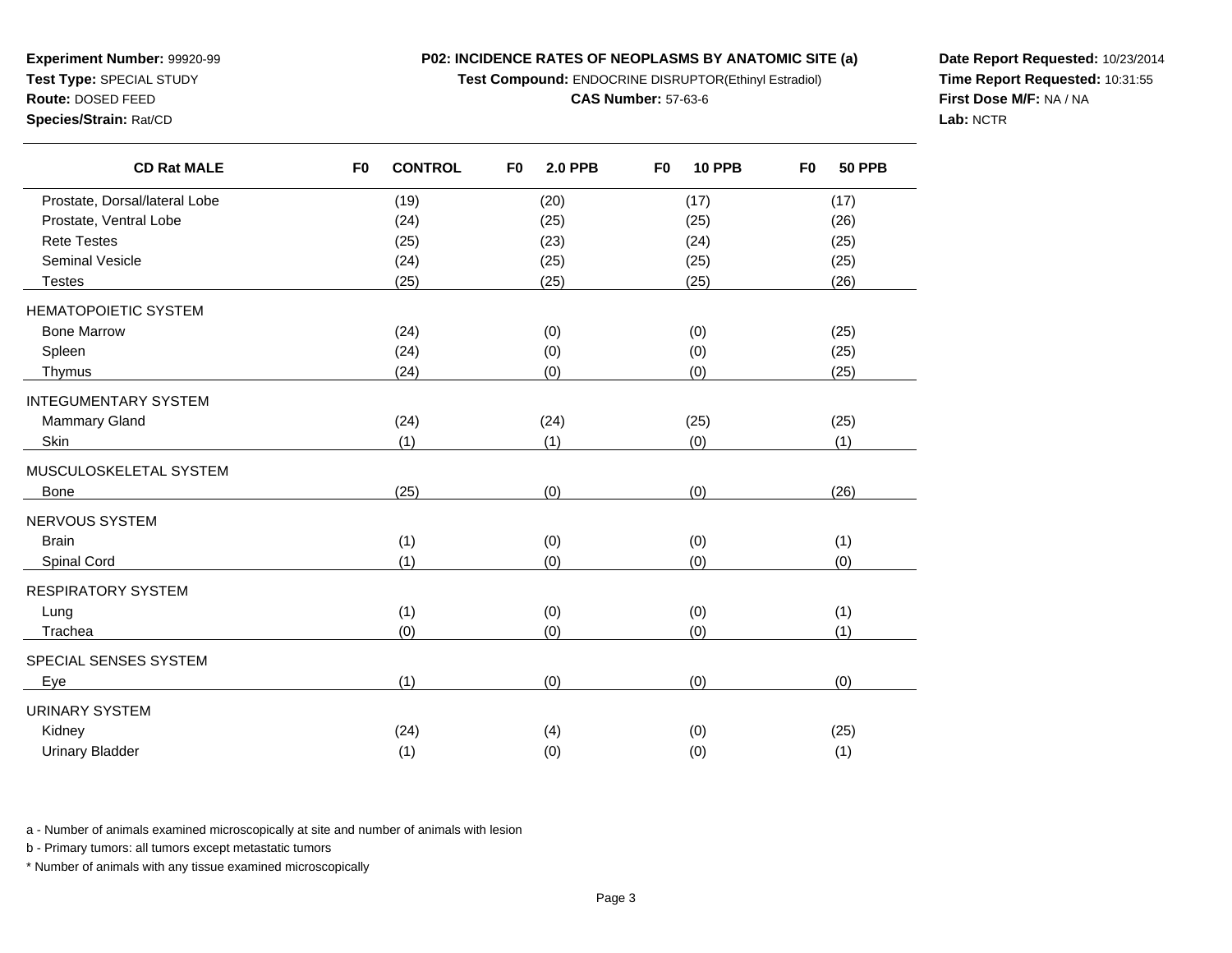**Experiment Number:** 99920-99
**Test Type:** SPECIAL STUDY
**Route:** DOSED FEED
**Species/Strain:** Rat/CD

**P02: INCIDENCE RATES OF NEOPLASMS BY ANATOMIC SITE (a)**
**Test Compound:** ENDOCRINE DISRUPTOR(Ethinyl Estradiol)
**CAS Number:** 57-63-6

**Date Report Requested:** 10/23/2014
**Time Report Requested:** 10:31:55
**First Dose M/F:** NA / NA
**Lab:** NCTR

| CD Rat MALE | F0 CONTROL | F0 2.0 PPB | F0 10 PPB | F0 50 PPB |
|---|---|---|---|---|
| Prostate, Dorsal/lateral Lobe | (19) | (20) | (17) | (17) |
| Prostate, Ventral Lobe | (24) | (25) | (25) | (26) |
| Rete Testes | (25) | (23) | (24) | (25) |
| Seminal Vesicle | (24) | (25) | (25) | (25) |
| Testes | (25) | (25) | (25) | (26) |
| HEMATOPOIETIC SYSTEM | | | | |
| Bone Marrow | (24) | (0) | (0) | (25) |
| Spleen | (24) | (0) | (0) | (25) |
| Thymus | (24) | (0) | (0) | (25) |
| INTEGUMENTARY SYSTEM | | | | |
| Mammary Gland | (24) | (24) | (25) | (25) |
| Skin | (1) | (1) | (0) | (1) |
| MUSCULOSKELETAL SYSTEM | | | | |
| Bone | (25) | (0) | (0) | (26) |
| NERVOUS SYSTEM | | | | |
| Brain | (1) | (0) | (0) | (1) |
| Spinal Cord | (1) | (0) | (0) | (0) |
| RESPIRATORY SYSTEM | | | | |
| Lung | (1) | (0) | (0) | (1) |
| Trachea | (0) | (0) | (0) | (1) |
| SPECIAL SENSES SYSTEM | | | | |
| Eye | (1) | (0) | (0) | (0) |
| URINARY SYSTEM | | | | |
| Kidney | (24) | (4) | (0) | (25) |
| Urinary Bladder | (1) | (0) | (0) | (1) |

a - Number of animals examined microscopically at site and number of animals with lesion

b - Primary tumors: all tumors except metastatic tumors

* Number of animals with any tissue examined microscopically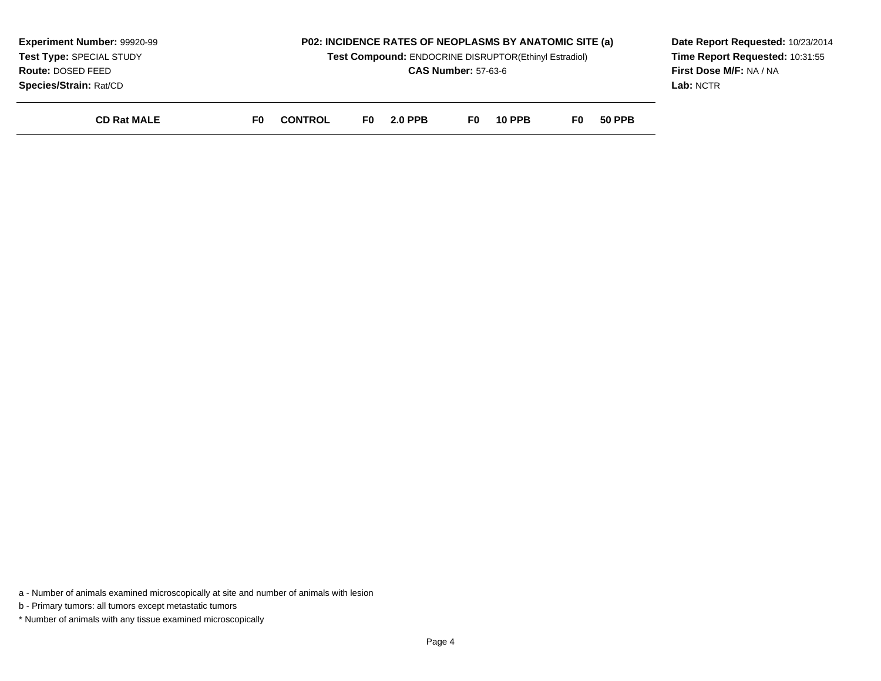**Experiment Number:** 99920-99
**Test Type:** SPECIAL STUDY
**Route:** DOSED FEED
**Species/Strain:** Rat/CD

**P02: INCIDENCE RATES OF NEOPLASMS BY ANATOMIC SITE (a)**
**Test Compound:** ENDOCRINE DISRUPTOR(Ethinyl Estradiol)
**CAS Number:** 57-63-6

**Date Report Requested:** 10/23/2014
**Time Report Requested:** 10:31:55
**First Dose M/F:** NA / NA
**Lab:** NCTR

| CD Rat MALE | F0 CONTROL | F0 2.0 PPB | F0 10 PPB | F0 50 PPB |
|---|---|---|---|---|

a - Number of animals examined microscopically at site and number of animals with lesion

b - Primary tumors: all tumors except metastatic tumors

* Number of animals with any tissue examined microscopically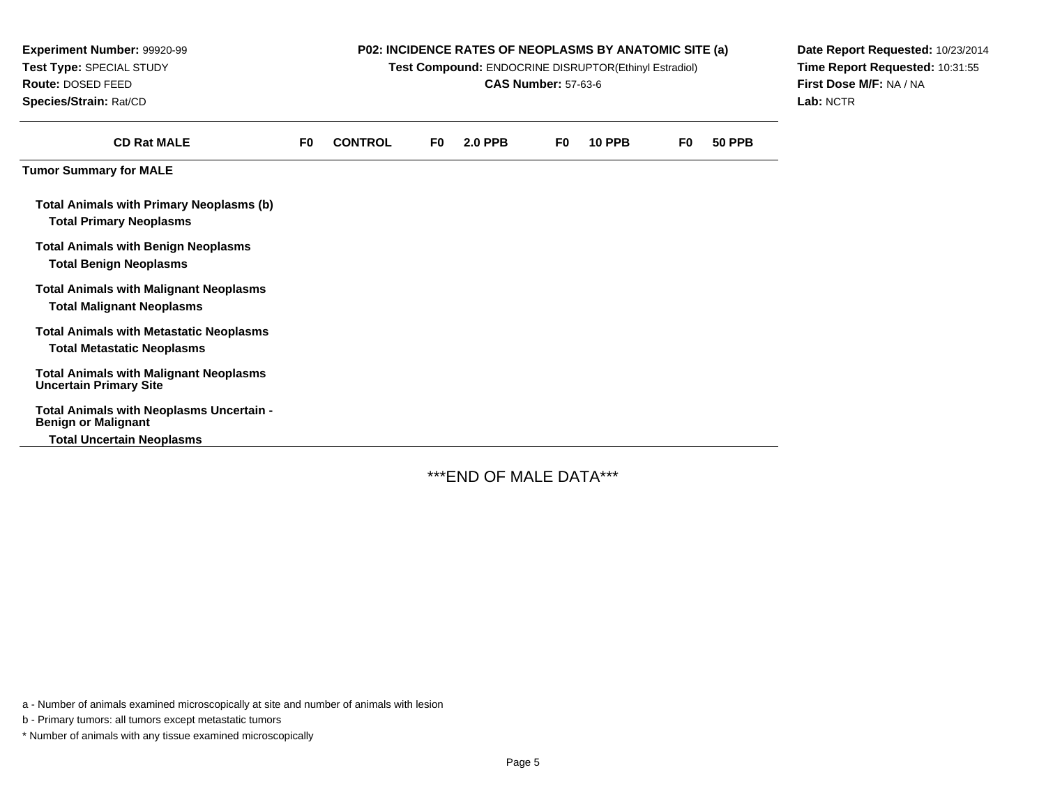**Experiment Number:** 99920-99
**Test Type:** SPECIAL STUDY
**Route:** DOSED FEED
**Species/Strain:** Rat/CD

**P02: INCIDENCE RATES OF NEOPLASMS BY ANATOMIC SITE (a)**
**Test Compound:** ENDOCRINE DISRUPTOR(Ethinyl Estradiol)
**CAS Number:** 57-63-6

**Date Report Requested:** 10/23/2014
**Time Report Requested:** 10:31:55
**First Dose M/F:** NA / NA
**Lab:** NCTR

| CD Rat MALE | F0 | CONTROL | F0 | 2.0 PPB | F0 | 10 PPB | F0 | 50 PPB |
|---|---|---|---|---|---|---|---|---|
| **Tumor Summary for MALE** | | | | | | | | |
| **Total Animals with Primary Neoplasms (b)** | | | | | | | | |
| **Total Primary Neoplasms** | | | | | | | | |
| **Total Animals with Benign Neoplasms** | | | | | | | | |
| **Total Benign Neoplasms** | | | | | | | | |
| **Total Animals with Malignant Neoplasms** | | | | | | | | |
| **Total Malignant Neoplasms** | | | | | | | | |
| **Total Animals with Metastatic Neoplasms** | | | | | | | | |
| **Total Metastatic Neoplasms** | | | | | | | | |
| **Total Animals with Malignant Neoplasms Uncertain Primary Site** | | | | | | | | |
| **Total Animals with Neoplasms Uncertain - Benign or Malignant** | | | | | | | | |
| **Total Uncertain Neoplasms** | | | | | | | | |

***END OF MALE DATA***

a - Number of animals examined microscopically at site and number of animals with lesion

b - Primary tumors: all tumors except metastatic tumors

* Number of animals with any tissue examined microscopically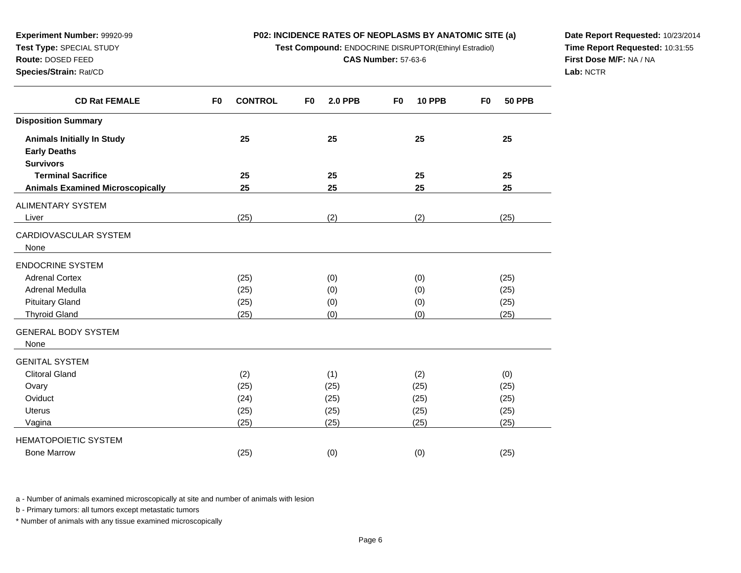**Experiment Number:** 99920-99
**Test Type:** SPECIAL STUDY
**Route:** DOSED FEED
**Species/Strain:** Rat/CD

**P02: INCIDENCE RATES OF NEOPLASMS BY ANATOMIC SITE (a)**
**Test Compound:** ENDOCRINE DISRUPTOR(Ethinyl Estradiol)
**CAS Number:** 57-63-6

**Date Report Requested:** 10/23/2014
**Time Report Requested:** 10:31:55
**First Dose M/F:** NA / NA
**Lab:** NCTR

| CD Rat FEMALE | F0 CONTROL | F0 2.0 PPB | F0 10 PPB | F0 50 PPB |
|---|---|---|---|---|
| **Disposition Summary** | | | | |
| **Animals Initially In Study** | **25** | **25** | **25** | **25** |
| **Early Deaths** | | | | |
| **Survivors** | | | | |
| **Terminal Sacrifice** | **25** | **25** | **25** | **25** |
| **Animals Examined Microscopically** | **25** | **25** | **25** | **25** |
| ALIMENTARY SYSTEM | | | | |
| Liver | (25) | (2) | (2) | (25) |
| CARDIOVASCULAR SYSTEM | | | | |
| None | | | | |
| ENDOCRINE SYSTEM | | | | |
| Adrenal Cortex | (25) | (0) | (0) | (25) |
| Adrenal Medulla | (25) | (0) | (0) | (25) |
| Pituitary Gland | (25) | (0) | (0) | (25) |
| Thyroid Gland | (25) | (0) | (0) | (25) |
| GENERAL BODY SYSTEM | | | | |
| None | | | | |
| GENITAL SYSTEM | | | | |
| Clitoral Gland | (2) | (1) | (2) | (0) |
| Ovary | (25) | (25) | (25) | (25) |
| Oviduct | (24) | (25) | (25) | (25) |
| Uterus | (25) | (25) | (25) | (25) |
| Vagina | (25) | (25) | (25) | (25) |
| HEMATOPOIETIC SYSTEM | | | | |
| Bone Marrow | (25) | (0) | (0) | (25) |

a - Number of animals examined microscopically at site and number of animals with lesion

b - Primary tumors: all tumors except metastatic tumors

* Number of animals with any tissue examined microscopically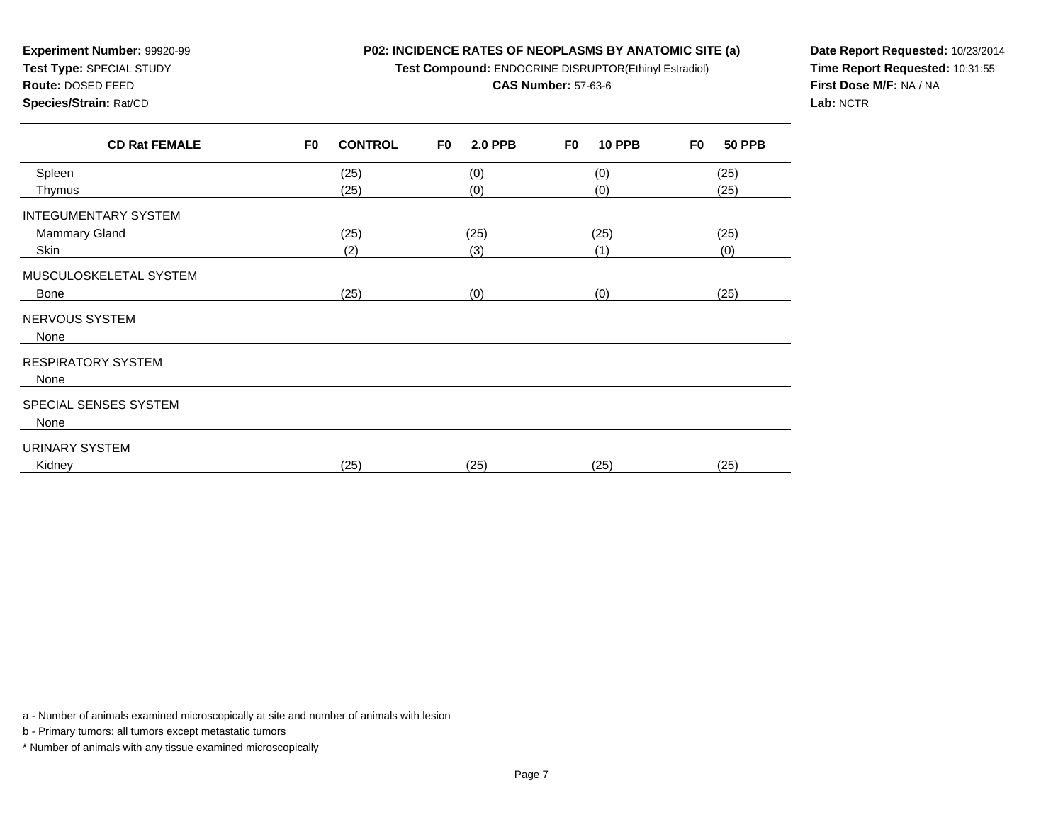**Experiment Number:** 99920-99
**Test Type:** SPECIAL STUDY
**Route:** DOSED FEED
**Species/Strain:** Rat/CD

# P02: INCIDENCE RATES OF NEOPLASMS BY ANATOMIC SITE (a)

**Test Compound:** ENDOCRINE DISRUPTOR(Ethinyl Estradiol)
**CAS Number:** 57-63-6

**Date Report Requested:** 10/23/2014
**Time Report Requested:** 10:31:55
**First Dose M/F:** NA / NA
**Lab:** NCTR

| CD Rat FEMALE | F0 CONTROL | F0 2.0 PPB | F0 10 PPB | F0 50 PPB |
|---|---|---|---|---|
| Spleen | (25) | (0) | (0) | (25) |
| Thymus | (25) | (0) | (0) | (25) |
| INTEGUMENTARY SYSTEM | | | | |
| Mammary Gland | (25) | (25) | (25) | (25) |
| Skin | (2) | (3) | (1) | (0) |
| MUSCULOSKELETAL SYSTEM | | | | |
| Bone | (25) | (0) | (0) | (25) |
| NERVOUS SYSTEM | | | | |
| None | | | | |
| RESPIRATORY SYSTEM | | | | |
| None | | | | |
| SPECIAL SENSES SYSTEM | | | | |
| None | | | | |
| URINARY SYSTEM | | | | |
| Kidney | (25) | (25) | (25) | (25) |

a - Number of animals examined microscopically at site and number of animals with lesion

b - Primary tumors: all tumors except metastatic tumors

* Number of animals with any tissue examined microscopically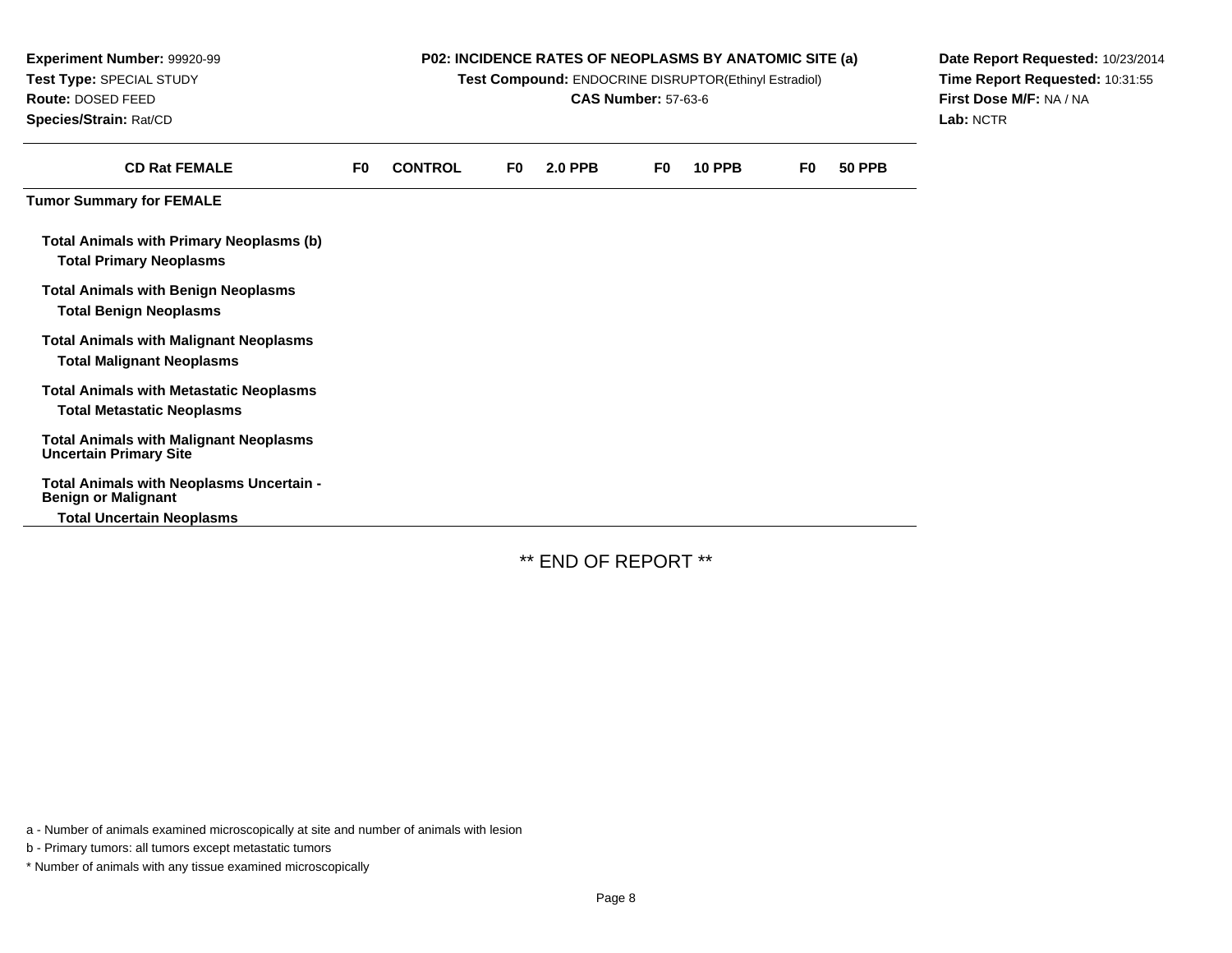**Experiment Number:** 99920-99
**Test Type:** SPECIAL STUDY
**Route:** DOSED FEED
**Species/Strain:** Rat/CD

**P02: INCIDENCE RATES OF NEOPLASMS BY ANATOMIC SITE (a)**
**Test Compound:** ENDOCRINE DISRUPTOR(Ethinyl Estradiol)
**CAS Number:** 57-63-6

**Date Report Requested:** 10/23/2014
**Time Report Requested:** 10:31:55
**First Dose M/F:** NA / NA
**Lab:** NCTR

| CD Rat FEMALE | F0 CONTROL | F0 2.0 PPB | F0 10 PPB | F0 50 PPB |
|---|---|---|---|---|
| **Tumor Summary for FEMALE** | | | | |
| **Total Animals with Primary Neoplasms (b)** | | | | |
| **Total Primary Neoplasms** | | | | |
| **Total Animals with Benign Neoplasms** | | | | |
| **Total Benign Neoplasms** | | | | |
| **Total Animals with Malignant Neoplasms** | | | | |
| **Total Malignant Neoplasms** | | | | |
| **Total Animals with Metastatic Neoplasms** | | | | |
| **Total Metastatic Neoplasms** | | | | |
| **Total Animals with Malignant Neoplasms Uncertain Primary Site** | | | | |
| **Total Animals with Neoplasms Uncertain - Benign or Malignant** | | | | |
| **Total Uncertain Neoplasms** | | | | |

** END OF REPORT **

a - Number of animals examined microscopically at site and number of animals with lesion

b - Primary tumors: all tumors except metastatic tumors

* Number of animals with any tissue examined microscopically